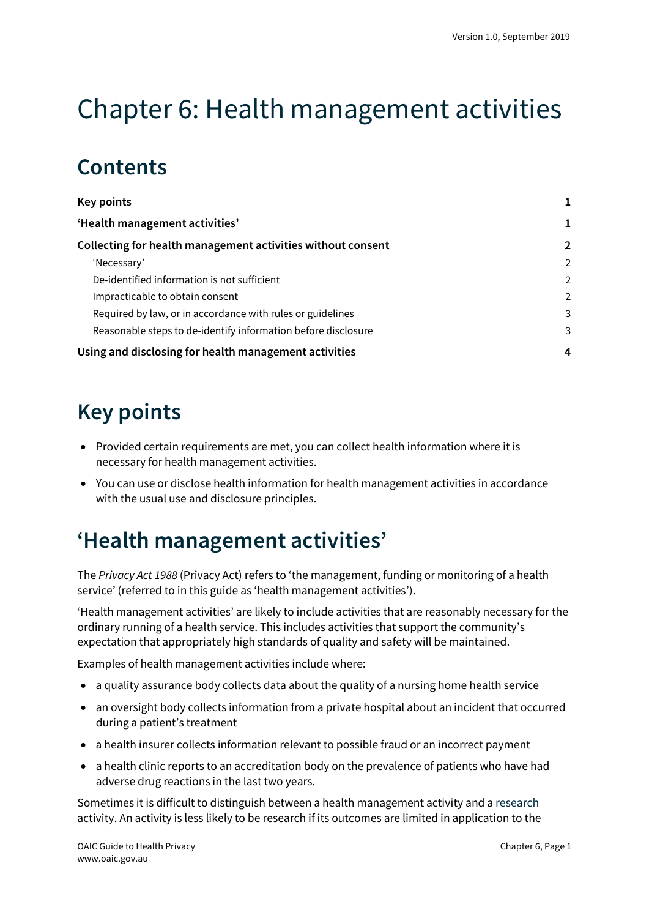# Chapter 6: Health management activities

## Contents

| | |
|---|---|
| **Key points** | **1** |
| **'Health management activities'** | **1** |
| **Collecting for health management activities without consent** | **2** |
| 'Necessary' | 2 |
| De-identified information is not sufficient | 2 |
| Impracticable to obtain consent | 2 |
| Required by law, or in accordance with rules or guidelines | 3 |
| Reasonable steps to de-identify information before disclosure | 3 |
| **Using and disclosing for health management activities** | **4** |

## Key points

- Provided certain requirements are met, you can collect health information where it is necessary for health management activities.
- You can use or disclose health information for health management activities in accordance with the usual use and disclosure principles.

## 'Health management activities'

The *Privacy Act 1988* (Privacy Act) refers to 'the management, funding or monitoring of a health service' (referred to in this guide as 'health management activities').

'Health management activities' are likely to include activities that are reasonably necessary for the ordinary running of a health service. This includes activities that support the community's expectation that appropriately high standards of quality and safety will be maintained.

Examples of health management activities include where:

- a quality assurance body collects data about the quality of a nursing home health service
- an oversight body collects information from a private hospital about an incident that occurred during a patient's treatment
- a health insurer collects information relevant to possible fraud or an incorrect payment
- a health clinic reports to an accreditation body on the prevalence of patients who have had adverse drug reactions in the last two years.

Sometimes it is difficult to distinguish between a health management activity and a research activity. An activity is less likely to be research if its outcomes are limited in application to the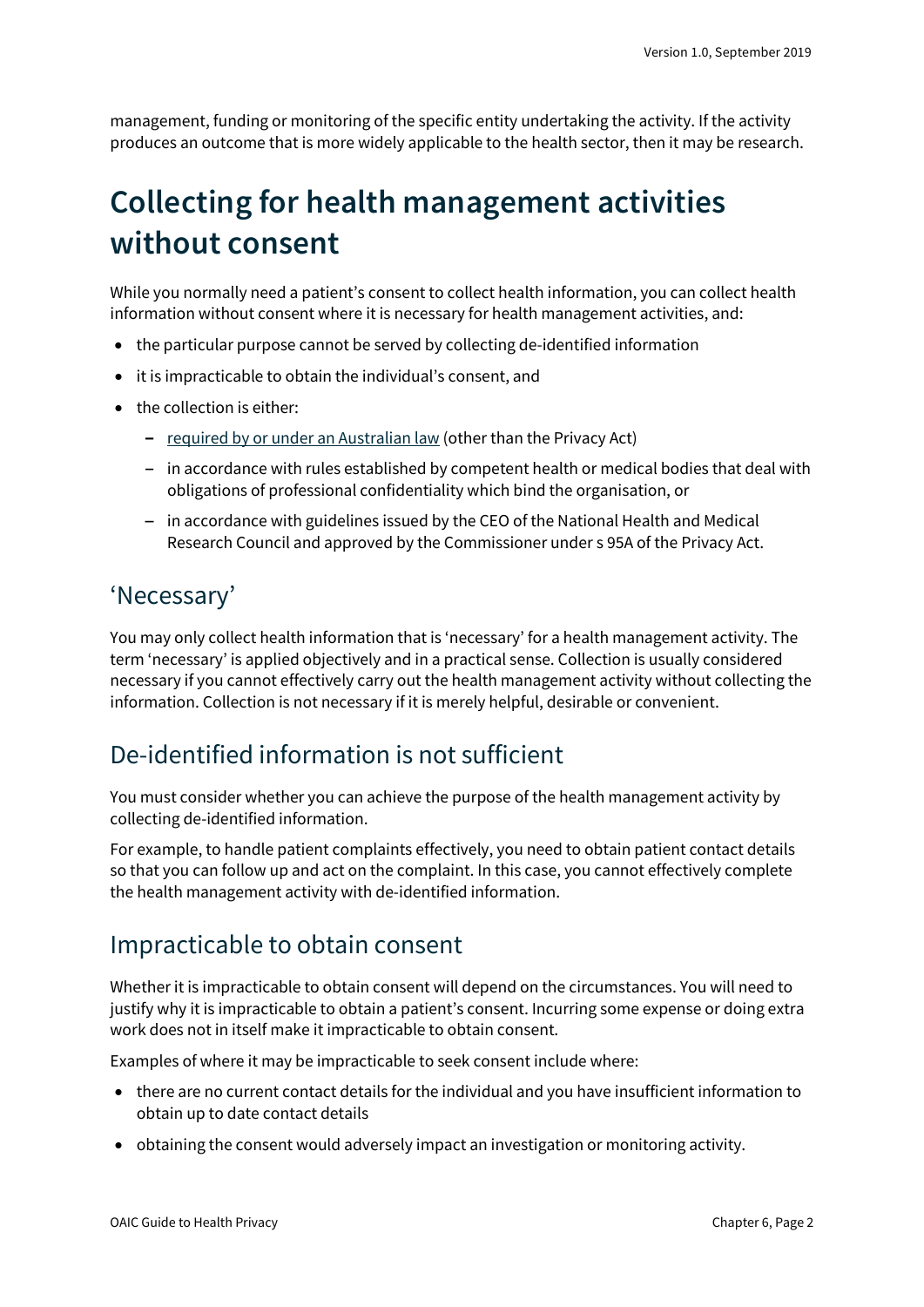management, funding or monitoring of the specific entity undertaking the activity. If the activity produces an outcome that is more widely applicable to the health sector, then it may be research.

# Collecting for health management activities without consent

While you normally need a patient's consent to collect health information, you can collect health information without consent where it is necessary for health management activities, and:

- the particular purpose cannot be served by collecting de-identified information
- it is impracticable to obtain the individual's consent, and
- the collection is either:
  - required by or under an Australian law (other than the Privacy Act)
  - in accordance with rules established by competent health or medical bodies that deal with obligations of professional confidentiality which bind the organisation, or
  - in accordance with guidelines issued by the CEO of the National Health and Medical Research Council and approved by the Commissioner under s 95A of the Privacy Act.

## 'Necessary'

You may only collect health information that is 'necessary' for a health management activity. The term 'necessary' is applied objectively and in a practical sense. Collection is usually considered necessary if you cannot effectively carry out the health management activity without collecting the information. Collection is not necessary if it is merely helpful, desirable or convenient.

## De-identified information is not sufficient

You must consider whether you can achieve the purpose of the health management activity by collecting de-identified information.

For example, to handle patient complaints effectively, you need to obtain patient contact details so that you can follow up and act on the complaint. In this case, you cannot effectively complete the health management activity with de-identified information.

## Impracticable to obtain consent

Whether it is impracticable to obtain consent will depend on the circumstances. You will need to justify why it is impracticable to obtain a patient's consent. Incurring some expense or doing extra work does not in itself make it impracticable to obtain consent.

Examples of where it may be impracticable to seek consent include where:

- there are no current contact details for the individual and you have insufficient information to obtain up to date contact details
- obtaining the consent would adversely impact an investigation or monitoring activity.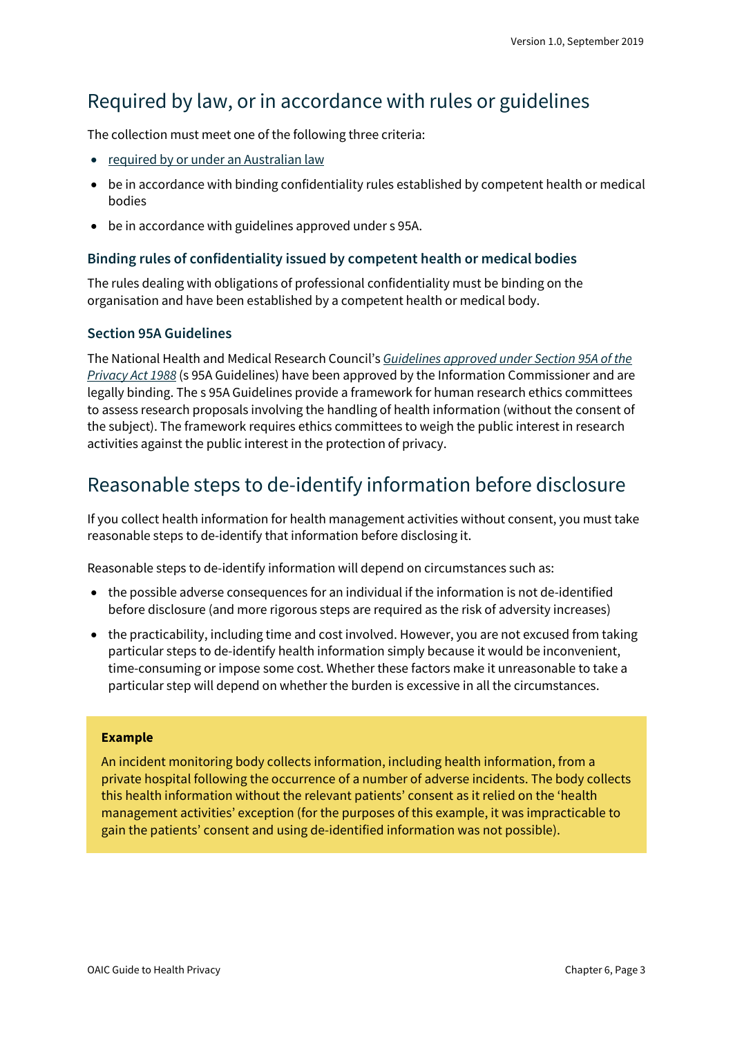## Required by law, or in accordance with rules or guidelines

The collection must meet one of the following three criteria:

- required by or under an Australian law
- be in accordance with binding confidentiality rules established by competent health or medical bodies
- be in accordance with guidelines approved under s 95A.

### Binding rules of confidentiality issued by competent health or medical bodies

The rules dealing with obligations of professional confidentiality must be binding on the organisation and have been established by a competent health or medical body.

### Section 95A Guidelines

The National Health and Medical Research Council's *Guidelines approved under Section 95A of the Privacy Act 1988* (s 95A Guidelines) have been approved by the Information Commissioner and are legally binding. The s 95A Guidelines provide a framework for human research ethics committees to assess research proposals involving the handling of health information (without the consent of the subject). The framework requires ethics committees to weigh the public interest in research activities against the public interest in the protection of privacy.

## Reasonable steps to de-identify information before disclosure

If you collect health information for health management activities without consent, you must take reasonable steps to de-identify that information before disclosing it.

Reasonable steps to de-identify information will depend on circumstances such as:

- the possible adverse consequences for an individual if the information is not de-identified before disclosure (and more rigorous steps are required as the risk of adversity increases)
- the practicability, including time and cost involved. However, you are not excused from taking particular steps to de-identify health information simply because it would be inconvenient, time-consuming or impose some cost. Whether these factors make it unreasonable to take a particular step will depend on whether the burden is excessive in all the circumstances.

> **Example**
>
> An incident monitoring body collects information, including health information, from a private hospital following the occurrence of a number of adverse incidents. The body collects this health information without the relevant patients' consent as it relied on the 'health management activities' exception (for the purposes of this example, it was impracticable to gain the patients' consent and using de-identified information was not possible).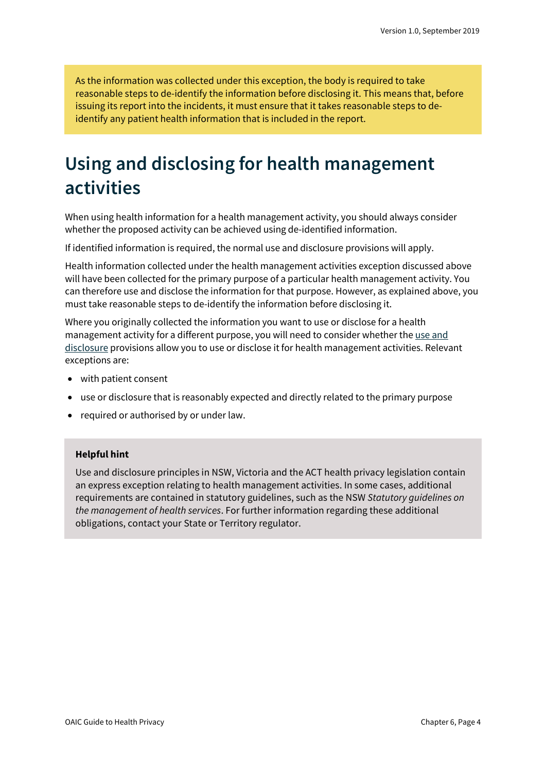As the information was collected under this exception, the body is required to take reasonable steps to de-identify the information before disclosing it. This means that, before issuing its report into the incidents, it must ensure that it takes reasonable steps to de-identify any patient health information that is included in the report.

# Using and disclosing for health management activities

When using health information for a health management activity, you should always consider whether the proposed activity can be achieved using de-identified information.

If identified information is required, the normal use and disclosure provisions will apply.

Health information collected under the health management activities exception discussed above will have been collected for the primary purpose of a particular health management activity. You can therefore use and disclose the information for that purpose. However, as explained above, you must take reasonable steps to de-identify the information before disclosing it.

Where you originally collected the information you want to use or disclose for a health management activity for a different purpose, you will need to consider whether the use and disclosure provisions allow you to use or disclose it for health management activities. Relevant exceptions are:

- with patient consent
- use or disclosure that is reasonably expected and directly related to the primary purpose
- required or authorised by or under law.

**Helpful hint**

Use and disclosure principles in NSW, Victoria and the ACT health privacy legislation contain an express exception relating to health management activities. In some cases, additional requirements are contained in statutory guidelines, such as the NSW *Statutory guidelines on the management of health services*. For further information regarding these additional obligations, contact your State or Territory regulator.